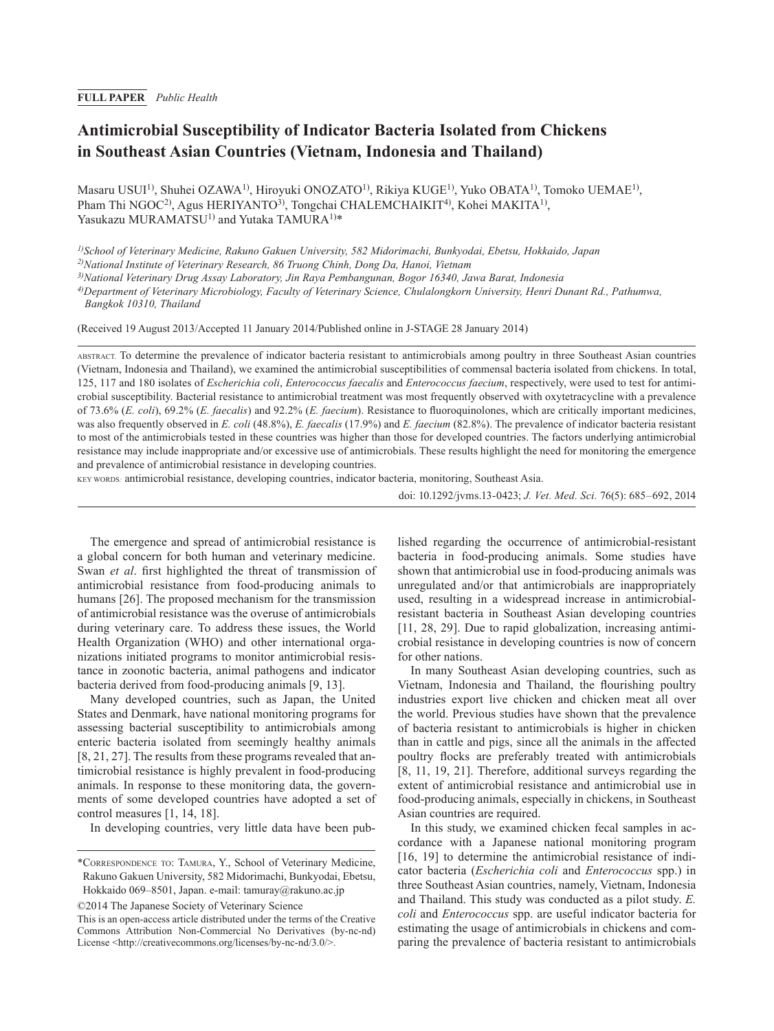**FULL PAPER** *Public Health*

# Antimicrobial Susceptibility of Indicator Bacteria Isolated from Chickens in Southeast Asian Countries (Vietnam, Indonesia and Thailand)

Masaru USUI[1)], Shuhei OZAWA[1)], Hiroyuki ONOZATO[1)], Rikiya KUGE[1)], Yuko OBATA[1)], Tomoko UEMAE[1)], Pham Thi NGOC[2)], Agus HERIYANTO[3)], Tongchai CHALEMCHAIKIT[4)], Kohei MAKITA[1)], Yasukazu MURAMATSU[1)] and Yutaka TAMURA[1)]*

[1)] *School of Veterinary Medicine, Rakuno Gakuen University, 582 Midorimachi, Bunkyodai, Ebetsu, Hokkaido, Japan*

[2)] *National Institute of Veterinary Research, 86 Truong Chinh, Dong Da, Hanoi, Vietnam*

[3)] *National Veterinary Drug Assay Laboratory, Jin Raya Pembangunan, Bogor 16340, Jawa Barat, Indonesia*

[4)] *Department of Veterinary Microbiology, Faculty of Veterinary Science, Chulalongkorn University, Henri Dunant Rd., Pathumwa, Bangkok 10310, Thailand*

(Received 19 August 2013/Accepted 11 January 2014/Published online in J-STAGE 28 January 2014)

ABSTRACT. To determine the prevalence of indicator bacteria resistant to antimicrobials among poultry in three Southeast Asian countries (Vietnam, Indonesia and Thailand), we examined the antimicrobial susceptibilities of commensal bacteria isolated from chickens. In total, 125, 117 and 180 isolates of *Escherichia coli*, *Enterococcus faecalis* and *Enterococcus faecium*, respectively, were used to test for antimicrobial susceptibility. Bacterial resistance to antimicrobial treatment was most frequently observed with oxytetracycline with a prevalence of 73.6% (*E. coli*), 69.2% (*E. faecalis*) and 92.2% (*E. faecium*). Resistance to fluoroquinolones, which are critically important medicines, was also frequently observed in *E. coli* (48.8%), *E. faecalis* (17.9%) and *E. faecium* (82.8%). The prevalence of indicator bacteria resistant to most of the antimicrobials tested in these countries was higher than those for developed countries. The factors underlying antimicrobial resistance may include inappropriate and/or excessive use of antimicrobials. These results highlight the need for monitoring the emergence and prevalence of antimicrobial resistance in developing countries.

KEY WORDS: antimicrobial resistance, developing countries, indicator bacteria, monitoring, Southeast Asia.

doi: 10.1292/jvms.13-0423; *J. Vet. Med. Sci.* 76(5): 685–692, 2014

The emergence and spread of antimicrobial resistance is a global concern for both human and veterinary medicine. Swan *et al*. first highlighted the threat of transmission of antimicrobial resistance from food-producing animals to humans [26]. The proposed mechanism for the transmission of antimicrobial resistance was the overuse of antimicrobials during veterinary care. To address these issues, the World Health Organization (WHO) and other international organizations initiated programs to monitor antimicrobial resistance in zoonotic bacteria, animal pathogens and indicator bacteria derived from food-producing animals [9, 13].

Many developed countries, such as Japan, the United States and Denmark, have national monitoring programs for assessing bacterial susceptibility to antimicrobials among enteric bacteria isolated from seemingly healthy animals [8, 21, 27]. The results from these programs revealed that antimicrobial resistance is highly prevalent in food-producing animals. In response to these monitoring data, the governments of some developed countries have adopted a set of control measures [1, 14, 18].

In developing countries, very little data have been published regarding the occurrence of antimicrobial-resistant bacteria in food-producing animals. Some studies have shown that antimicrobial use in food-producing animals was unregulated and/or that antimicrobials are inappropriately used, resulting in a widespread increase in antimicrobial-resistant bacteria in Southeast Asian developing countries [11, 28, 29]. Due to rapid globalization, increasing antimicrobial resistance in developing countries is now of concern for other nations.

In many Southeast Asian developing countries, such as Vietnam, Indonesia and Thailand, the flourishing poultry industries export live chicken and chicken meat all over the world. Previous studies have shown that the prevalence of bacteria resistant to antimicrobials is higher in chicken than in cattle and pigs, since all the animals in the affected poultry flocks are preferably treated with antimicrobials [8, 11, 19, 21]. Therefore, additional surveys regarding the extent of antimicrobial resistance and antimicrobial use in food-producing animals, especially in chickens, in Southeast Asian countries are required.

In this study, we examined chicken fecal samples in accordance with a Japanese national monitoring program [16, 19] to determine the antimicrobial resistance of indicator bacteria (*Escherichia coli* and *Enterococcus* spp.) in three Southeast Asian countries, namely, Vietnam, Indonesia and Thailand. This study was conducted as a pilot study. *E. coli* and *Enterococcus* spp. are useful indicator bacteria for estimating the usage of antimicrobials in chickens and comparing the prevalence of bacteria resistant to antimicrobials

*CORRESPONDENCE TO: TAMURA, Y., School of Veterinary Medicine, Rakuno Gakuen University, 582 Midorimachi, Bunkyodai, Ebetsu, Hokkaido 069–8501, Japan. e-mail: tamuray@rakuno.ac.jp

©2014 The Japanese Society of Veterinary Science

This is an open-access article distributed under the terms of the Creative Commons Attribution Non-Commercial No Derivatives (by-nc-nd) License <http://creativecommons.org/licenses/by-nc-nd/3.0/>.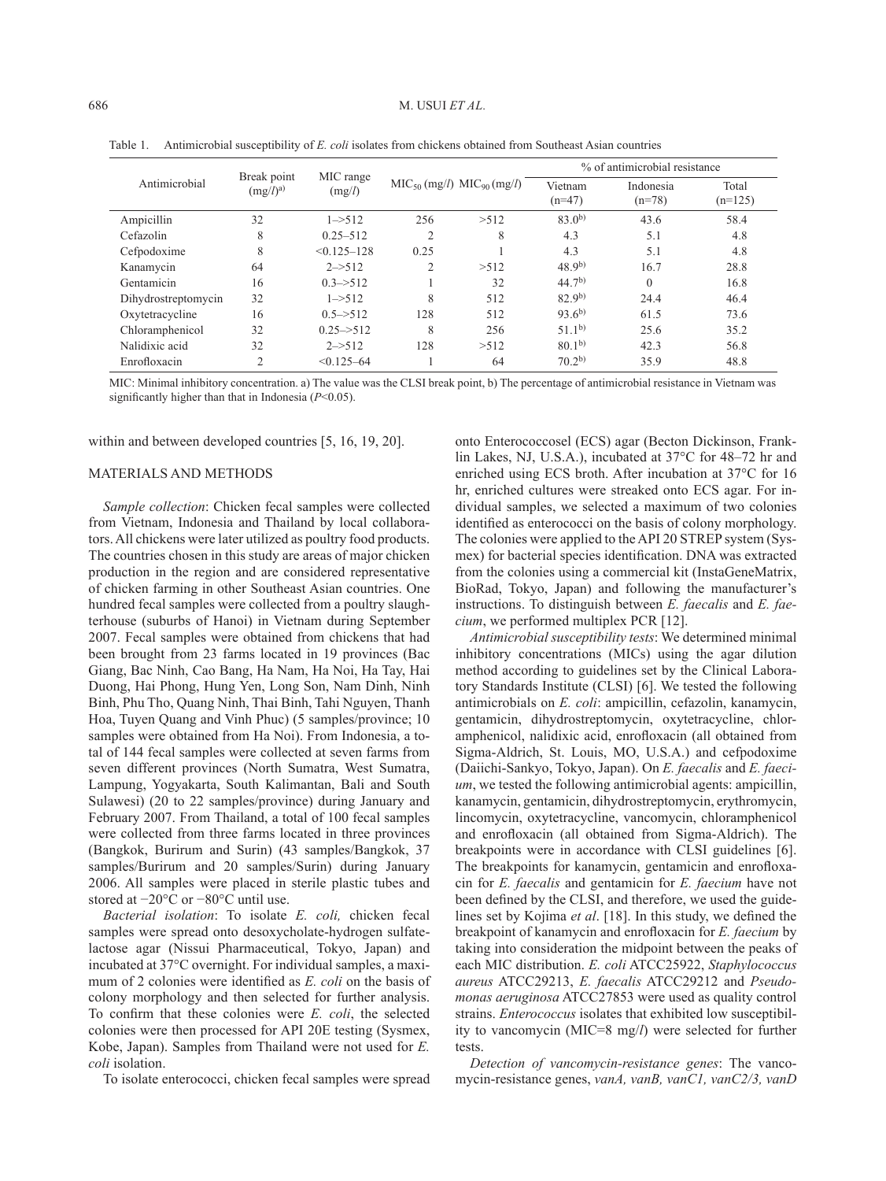Table 1. Antimicrobial susceptibility of *E. coli* isolates from chickens obtained from Southeast Asian countries

| Antimicrobial | Break point (mg/*l*)[a)] | MIC range (mg/*l*) | $MIC_{50}$ (mg/*l*) | $MIC_{90}$ (mg/*l*) | % of antimicrobial resistance | | |
|---|---|---|---|---|---|---|---|
| | | | | | Vietnam (n=47) | Indonesia (n=78) | Total (n=125) |
| Ampicillin | 32 | 1–>512 | 256 | >512 | 83.0[b)] | 43.6 | 58.4 |
| Cefazolin | 8 | 0.25–512 | 2 | 8 | 4.3 | 5.1 | 4.8 |
| Cefpodoxime | 8 | <0.125–128 | 0.25 | 1 | 4.3 | 5.1 | 4.8 |
| Kanamycin | 64 | 2–>512 | 2 | >512 | 48.9[b)] | 16.7 | 28.8 |
| Gentamicin | 16 | 0.3–>512 | 1 | 32 | 44.7[b)] | 0 | 16.8 |
| Dihydrostreptomycin | 32 | 1–>512 | 8 | 512 | 82.9[b)] | 24.4 | 46.4 |
| Oxytetracycline | 16 | 0.5–>512 | 128 | 512 | 93.6[b)] | 61.5 | 73.6 |
| Chloramphenicol | 32 | 0.25–>512 | 8 | 256 | 51.1[b)] | 25.6 | 35.2 |
| Nalidixic acid | 32 | 2–>512 | 128 | >512 | 80.1[b)] | 42.3 | 56.8 |
| Enrofloxacin | 2 | <0.125–64 | 1 | 64 | 70.2[b)] | 35.9 | 48.8 |

MIC: Minimal inhibitory concentration. a) The value was the CLSI break point, b) The percentage of antimicrobial resistance in Vietnam was significantly higher than that in Indonesia ($P$<0.05).

within and between developed countries [5, 16, 19, 20].

## MATERIALS AND METHODS

*Sample collection*: Chicken fecal samples were collected from Vietnam, Indonesia and Thailand by local collaborators. All chickens were later utilized as poultry food products. The countries chosen in this study are areas of major chicken production in the region and are considered representative of chicken farming in other Southeast Asian countries. One hundred fecal samples were collected from a poultry slaughterhouse (suburbs of Hanoi) in Vietnam during September 2007. Fecal samples were obtained from chickens that had been brought from 23 farms located in 19 provinces (Bac Giang, Bac Ninh, Cao Bang, Ha Nam, Ha Noi, Ha Tay, Hai Duong, Hai Phong, Hung Yen, Long Son, Nam Dinh, Ninh Binh, Phu Tho, Quang Ninh, Thai Binh, Tahi Nguyen, Thanh Hoa, Tuyen Quang and Vinh Phuc) (5 samples/province; 10 samples were obtained from Ha Noi). From Indonesia, a total of 144 fecal samples were collected at seven farms from seven different provinces (North Sumatra, West Sumatra, Lampung, Yogyakarta, South Kalimantan, Bali and South Sulawesi) (20 to 22 samples/province) during January and February 2007. From Thailand, a total of 100 fecal samples were collected from three farms located in three provinces (Bangkok, Burirum and Surin) (43 samples/Bangkok, 37 samples/Burirum and 20 samples/Surin) during January 2006. All samples were placed in sterile plastic tubes and stored at −20°C or −80°C until use.

*Bacterial isolation*: To isolate *E. coli,* chicken fecal samples were spread onto desoxycholate-hydrogen sulfate-lactose agar (Nissui Pharmaceutical, Tokyo, Japan) and incubated at 37°C overnight. For individual samples, a maximum of 2 colonies were identified as *E. coli* on the basis of colony morphology and then selected for further analysis. To confirm that these colonies were *E. coli*, the selected colonies were then processed for API 20E testing (Sysmex, Kobe, Japan). Samples from Thailand were not used for *E. coli* isolation.

To isolate enterococci, chicken fecal samples were spread onto Enterococcosel (ECS) agar (Becton Dickinson, Franklin Lakes, NJ, U.S.A.), incubated at 37°C for 48–72 hr and enriched using ECS broth. After incubation at 37°C for 16 hr, enriched cultures were streaked onto ECS agar. For individual samples, we selected a maximum of two colonies identified as enterococci on the basis of colony morphology. The colonies were applied to the API 20 STREP system (Sysmex) for bacterial species identification. DNA was extracted from the colonies using a commercial kit (InstaGeneMatrix, BioRad, Tokyo, Japan) and following the manufacturer's instructions. To distinguish between *E. faecalis* and *E. faecium*, we performed multiplex PCR [12].

*Antimicrobial susceptibility tests*: We determined minimal inhibitory concentrations (MICs) using the agar dilution method according to guidelines set by the Clinical Laboratory Standards Institute (CLSI) [6]. We tested the following antimicrobials on *E. coli*: ampicillin, cefazolin, kanamycin, gentamicin, dihydrostreptomycin, oxytetracycline, chloramphenicol, nalidixic acid, enrofloxacin (all obtained from Sigma-Aldrich, St. Louis, MO, U.S.A.) and cefpodoxime (Daiichi-Sankyo, Tokyo, Japan). On *E. faecalis* and *E. faecium*, we tested the following antimicrobial agents: ampicillin, kanamycin, gentamicin, dihydrostreptomycin, erythromycin, lincomycin, oxytetracycline, vancomycin, chloramphenicol and enrofloxacin (all obtained from Sigma-Aldrich). The breakpoints were in accordance with CLSI guidelines [6]. The breakpoints for kanamycin, gentamicin and enrofloxacin for *E. faecalis* and gentamicin for *E. faecium* have not been defined by the CLSI, and therefore, we used the guidelines set by Kojima *et al*. [18]. In this study, we defined the breakpoint of kanamycin and enrofloxacin for *E. faecium* by taking into consideration the midpoint between the peaks of each MIC distribution. *E. coli* ATCC25922, *Staphylococcus aureus* ATCC29213, *E. faecalis* ATCC29212 and *Pseudomonas aeruginosa* ATCC27853 were used as quality control strains. *Enterococcus* isolates that exhibited low susceptibility to vancomycin (MIC=8 mg/*l*) were selected for further tests.

*Detection of vancomycin-resistance genes*: The vancomycin-resistance genes, *vanA, vanB, vanC1, vanC2/3, vanD*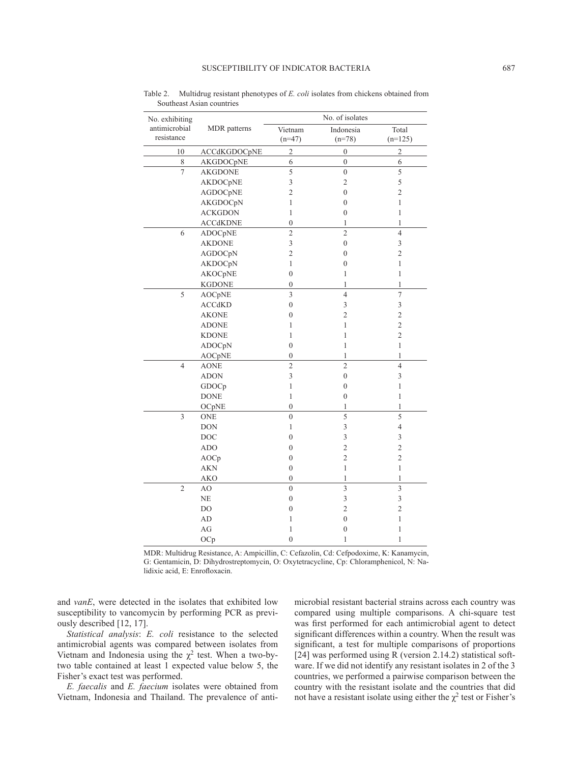Table 2. Multidrug resistant phenotypes of *E. coli* isolates from chickens obtained from Southeast Asian countries

| No. exhibiting antimicrobial resistance | MDR patterns | No. of isolates | | |
|---|---|---|---|---|
| | | Vietnam (n=47) | Indonesia (n=78) | Total (n=125) |
| 10 | ACCdKGDOCpNE | 2 | 0 | 2 |
| 8 | AKGDOCpNE | 6 | 0 | 6 |
| 7 | AKGDONE | 5 | 0 | 5 |
| | AKDOCpNE | 3 | 2 | 5 |
| | AGDOCpNE | 2 | 0 | 2 |
| | AKGDOCpN | 1 | 0 | 1 |
| | ACKGDON | 1 | 0 | 1 |
| | ACCdKDNE | 0 | 1 | 1 |
| 6 | ADOCpNE | 2 | 2 | 4 |
| | AKDONE | 3 | 0 | 3 |
| | AGDOCpN | 2 | 0 | 2 |
| | AKDOCpN | 1 | 0 | 1 |
| | AKOCpNE | 0 | 1 | 1 |
| | KGDONE | 0 | 1 | 1 |
| 5 | AOCpNE | 3 | 4 | 7 |
| | ACCdKD | 0 | 3 | 3 |
| | AKONE | 0 | 2 | 2 |
| | ADONE | 1 | 1 | 2 |
| | KDONE | 1 | 1 | 2 |
| | ADOCpN | 0 | 1 | 1 |
| | AOCpNE | 0 | 1 | 1 |
| 4 | AONE | 2 | 2 | 4 |
| | ADON | 3 | 0 | 3 |
| | GDOCp | 1 | 0 | 1 |
| | DONE | 1 | 0 | 1 |
| | OCpNE | 0 | 1 | 1 |
| 3 | ONE | 0 | 5 | 5 |
| | DON | 1 | 3 | 4 |
| | DOC | 0 | 3 | 3 |
| | ADO | 0 | 2 | 2 |
| | AOCp | 0 | 2 | 2 |
| | AKN | 0 | 1 | 1 |
| | AKO | 0 | 1 | 1 |
| 2 | AO | 0 | 3 | 3 |
| | NE | 0 | 3 | 3 |
| | DO | 0 | 2 | 2 |
| | AD | 1 | 0 | 1 |
| | AG | 1 | 0 | 1 |
| | OCp | 0 | 1 | 1 |

MDR: Multidrug Resistance, A: Ampicillin, C: Cefazolin, Cd: Cefpodoxime, K: Kanamycin, G: Gentamicin, D: Dihydrostreptomycin, O: Oxytetracycline, Cp: Chloramphenicol, N: Nalidixic acid, E: Enrofloxacin.

and *vanE*, were detected in the isolates that exhibited low susceptibility to vancomycin by performing PCR as previously described [12, 17].

*Statistical analysis*: *E. coli* resistance to the selected antimicrobial agents was compared between isolates from Vietnam and Indonesia using the $\chi^2$ test. When a two-by-two table contained at least 1 expected value below 5, the Fisher's exact test was performed.

*E. faecalis* and *E. faecium* isolates were obtained from Vietnam, Indonesia and Thailand. The prevalence of antimicrobial resistant bacterial strains across each country was compared using multiple comparisons. A chi-square test was first performed for each antimicrobial agent to detect significant differences within a country. When the result was significant, a test for multiple comparisons of proportions [24] was performed using R (version 2.14.2) statistical software. If we did not identify any resistant isolates in 2 of the 3 countries, we performed a pairwise comparison between the country with the resistant isolate and the countries that did not have a resistant isolate using either the $\chi^2$ test or Fisher's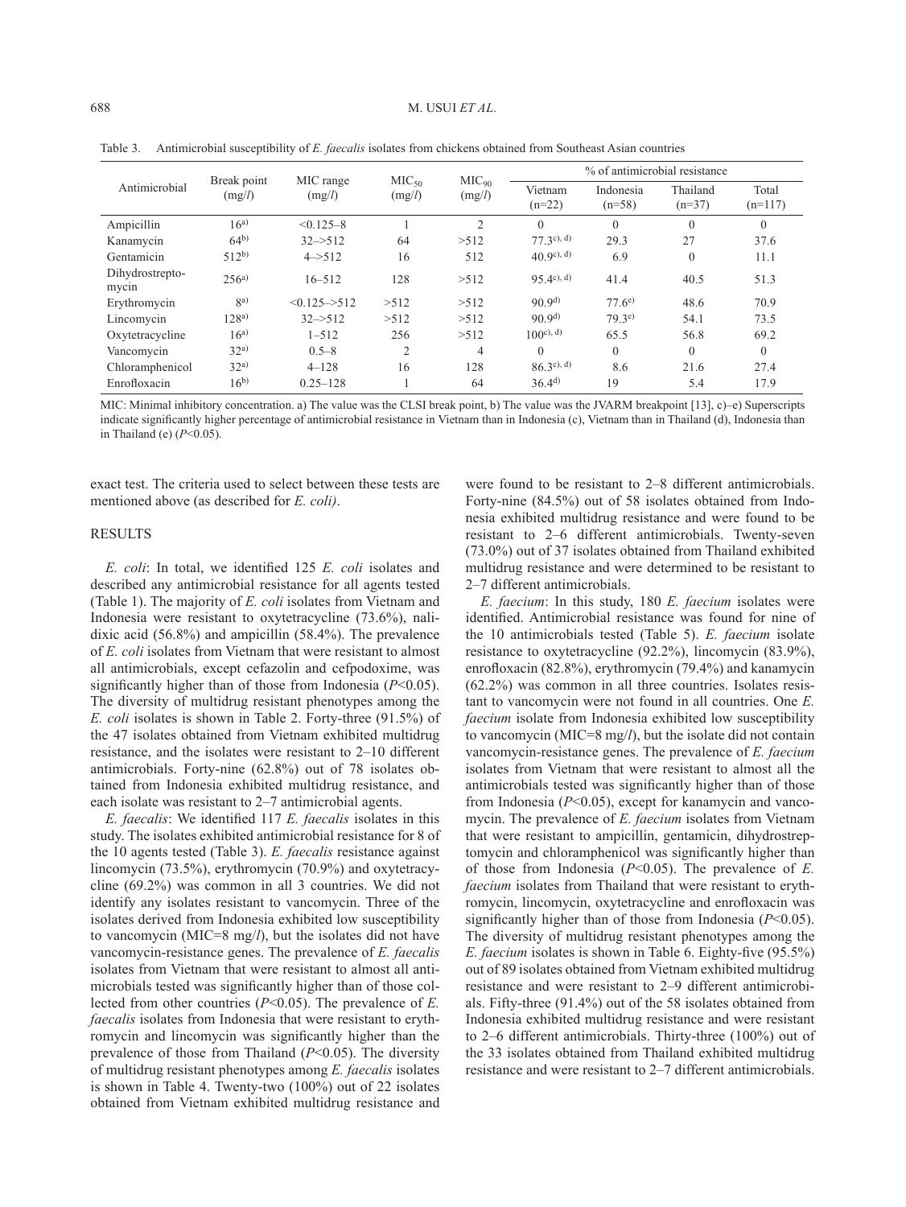Table 3. Antimicrobial susceptibility of *E. faecalis* isolates from chickens obtained from Southeast Asian countries

| Antimicrobial | Break point (mg/*l*) | MIC range (mg/*l*) | $MIC_{50}$ (mg/*l*) | $MIC_{90}$ (mg/*l*) | % of antimicrobial resistance | | | |
|---|---|---|---|---|---|---|---|---|
| | | | | | Vietnam (n=22) | Indonesia (n=58) | Thailand (n=37) | Total (n=117) |
| Ampicillin | 16[a)] | <0.125–8 | 1 | 2 | 0 | 0 | 0 | 0 |
| Kanamycin | 64[b)] | 32–>512 | 64 | >512 | 77.3[c), d)] | 29.3 | 27 | 37.6 |
| Gentamicin | 512[b)] | 4–>512 | 16 | 512 | 40.9[c), d)] | 6.9 | 0 | 11.1 |
| Dihydrostrepto-mycin | 256[a)] | 16–512 | 128 | >512 | 95.4[c), d)] | 41.4 | 40.5 | 51.3 |
| Erythromycin | 8[a)] | <0.125–>512 | >512 | >512 | 90.9[d)] | 77.6[e)] | 48.6 | 70.9 |
| Lincomycin | 128[a)] | 32–>512 | >512 | >512 | 90.9[d)] | 79.3[e)] | 54.1 | 73.5 |
| Oxytetracycline | 16[a)] | 1–512 | 256 | >512 | 100[c), d)] | 65.5 | 56.8 | 69.2 |
| Vancomycin | 32[a)] | 0.5–8 | 2 | 4 | 0 | 0 | 0 | 0 |
| Chloramphenicol | 32[a)] | 4–128 | 16 | 128 | 86.3[c), d)] | 8.6 | 21.6 | 27.4 |
| Enrofloxacin | 16[b)] | 0.25–128 | 1 | 64 | 36.4[d)] | 19 | 5.4 | 17.9 |

MIC: Minimal inhibitory concentration. a) The value was the CLSI break point, b) The value was the JVARM breakpoint [13], c)–e) Superscripts indicate significantly higher percentage of antimicrobial resistance in Vietnam than in Indonesia (c), Vietnam than in Thailand (d), Indonesia than in Thailand (e) ($P<0.05$).

exact test. The criteria used to select between these tests are mentioned above (as described for *E. coli)*.

## RESULTS

*E. coli*: In total, we identified 125 *E. coli* isolates and described any antimicrobial resistance for all agents tested (Table 1). The majority of *E. coli* isolates from Vietnam and Indonesia were resistant to oxytetracycline (73.6%), nalidixic acid (56.8%) and ampicillin (58.4%). The prevalence of *E. coli* isolates from Vietnam that were resistant to almost all antimicrobials, except cefazolin and cefpodoxime, was significantly higher than of those from Indonesia ($P<0.05$). The diversity of multidrug resistant phenotypes among the *E. coli* isolates is shown in Table 2. Forty-three (91.5%) of the 47 isolates obtained from Vietnam exhibited multidrug resistance, and the isolates were resistant to 2–10 different antimicrobials. Forty-nine (62.8%) out of 78 isolates obtained from Indonesia exhibited multidrug resistance, and each isolate was resistant to 2–7 antimicrobial agents.

*E. faecalis*: We identified 117 *E. faecalis* isolates in this study. The isolates exhibited antimicrobial resistance for 8 of the 10 agents tested (Table 3). *E. faecalis* resistance against lincomycin (73.5%), erythromycin (70.9%) and oxytetracycline (69.2%) was common in all 3 countries. We did not identify any isolates resistant to vancomycin. Three of the isolates derived from Indonesia exhibited low susceptibility to vancomycin (MIC=8 mg/*l*), but the isolates did not have vancomycin-resistance genes. The prevalence of *E. faecalis* isolates from Vietnam that were resistant to almost all antimicrobials tested was significantly higher than of those collected from other countries ($P<0.05$). The prevalence of *E. faecalis* isolates from Indonesia that were resistant to erythromycin and lincomycin was significantly higher than the prevalence of those from Thailand ($P<0.05$). The diversity of multidrug resistant phenotypes among *E. faecalis* isolates is shown in Table 4. Twenty-two (100%) out of 22 isolates obtained from Vietnam exhibited multidrug resistance and were found to be resistant to 2–8 different antimicrobials. Forty-nine (84.5%) out of 58 isolates obtained from Indonesia exhibited multidrug resistance and were found to be resistant to 2–6 different antimicrobials. Twenty-seven (73.0%) out of 37 isolates obtained from Thailand exhibited multidrug resistance and were determined to be resistant to 2–7 different antimicrobials.

*E. faecium*: In this study, 180 *E. faecium* isolates were identified. Antimicrobial resistance was found for nine of the 10 antimicrobials tested (Table 5). *E. faecium* isolate resistance to oxytetracycline (92.2%), lincomycin (83.9%), enrofloxacin (82.8%), erythromycin (79.4%) and kanamycin (62.2%) was common in all three countries. Isolates resistant to vancomycin were not found in all countries. One *E. faecium* isolate from Indonesia exhibited low susceptibility to vancomycin (MIC=8 mg/*l*), but the isolate did not contain vancomycin-resistance genes. The prevalence of *E. faecium* isolates from Vietnam that were resistant to almost all the antimicrobials tested was significantly higher than of those from Indonesia ($P<0.05$), except for kanamycin and vancomycin. The prevalence of *E. faecium* isolates from Vietnam that were resistant to ampicillin, gentamicin, dihydrostreptomycin and chloramphenicol was significantly higher than of those from Indonesia ($P<0.05$). The prevalence of *E. faecium* isolates from Thailand that were resistant to erythromycin, lincomycin, oxytetracycline and enrofloxacin was significantly higher than of those from Indonesia ($P<0.05$). The diversity of multidrug resistant phenotypes among the *E. faecium* isolates is shown in Table 6. Eighty-five (95.5%) out of 89 isolates obtained from Vietnam exhibited multidrug resistance and were resistant to 2–9 different antimicrobials. Fifty-three (91.4%) out of the 58 isolates obtained from Indonesia exhibited multidrug resistance and were resistant to 2–6 different antimicrobials. Thirty-three (100%) out of the 33 isolates obtained from Thailand exhibited multidrug resistance and were resistant to 2–7 different antimicrobials.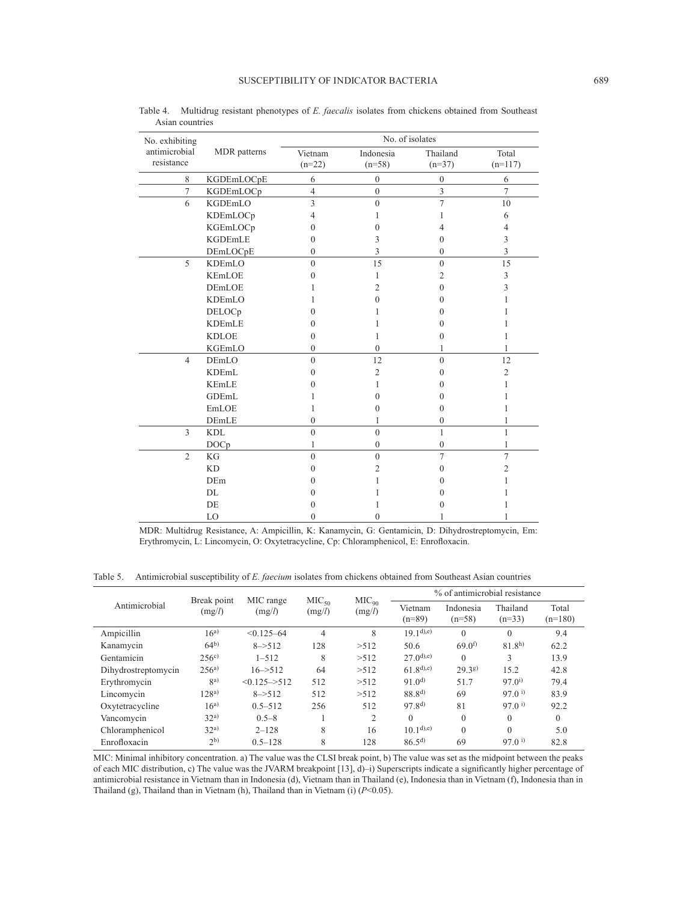Table 4. Multidrug resistant phenotypes of *E. faecalis* isolates from chickens obtained from Southeast Asian countries

| No. exhibiting antimicrobial resistance | MDR patterns | No. of isolates | | | |
|---|---|---|---|---|---|
| | | Vietnam (n=22) | Indonesia (n=58) | Thailand (n=37) | Total (n=117) |
| 8 | KGDEmLOCpE | 6 | 0 | 0 | 6 |
| 7 | KGDEmLOCp | 4 | 0 | 3 | 7 |
| 6 | KGDEmLO | 3 | 0 | 7 | 10 |
| | KDEmLOCp | 4 | 1 | 1 | 6 |
| | KGEmLOCp | 0 | 0 | 4 | 4 |
| | KGDEmLE | 0 | 3 | 0 | 3 |
| | DEmLOCpE | 0 | 3 | 0 | 3 |
| 5 | KDEmLO | 0 | 15 | 0 | 15 |
| | KEmLOE | 0 | 1 | 2 | 3 |
| | DEmLOE | 1 | 2 | 0 | 3 |
| | KDEmLO | 1 | 0 | 0 | 1 |
| | DELOCp | 0 | 1 | 0 | 1 |
| | KDEmLE | 0 | 1 | 0 | 1 |
| | KDLOE | 0 | 1 | 0 | 1 |
| | KGEmLO | 0 | 0 | 1 | 1 |
| 4 | DEmLO | 0 | 12 | 0 | 12 |
| | KDEmL | 0 | 2 | 0 | 2 |
| | KEmLE | 0 | 1 | 0 | 1 |
| | GDEmL | 1 | 0 | 0 | 1 |
| | EmLOE | 1 | 0 | 0 | 1 |
| | DEmLE | 0 | 1 | 0 | 1 |
| 3 | KDL | 0 | 0 | 1 | 1 |
| | DOCp | 1 | 0 | 0 | 1 |
| 2 | KG | 0 | 0 | 7 | 7 |
| | KD | 0 | 2 | 0 | 2 |
| | DEm | 0 | 1 | 0 | 1 |
| | DL | 0 | 1 | 0 | 1 |
| | DE | 0 | 1 | 0 | 1 |
| | LO | 0 | 0 | 1 | 1 |

MDR: Multidrug Resistance, A: Ampicillin, K: Kanamycin, G: Gentamicin, D: Dihydrostreptomycin, Em: Erythromycin, L: Lincomycin, O: Oxytetracycline, Cp: Chloramphenicol, E: Enrofloxacin.

Table 5. Antimicrobial susceptibility of *E. faecium* isolates from chickens obtained from Southeast Asian countries

| Antimicrobial | Break point (mg/*l*) | MIC range (mg/*l*) | $MIC_{50}$ (mg/*l*) | $MIC_{90}$ (mg/*l*) | % of antimicrobial resistance | | | |
|---|---|---|---|---|---|---|---|---|
| | | | | | Vietnam (n=89) | Indonesia (n=58) | Thailand (n=33) | Total (n=180) |
| Ampicillin | 16[a] | <0.125–64 | 4 | 8 | 19.1[d),e)] | 0 | 0 | 9.4 |
| Kanamycin | 64[b] | 8–>512 | 128 | >512 | 50.6 | 69.0[f] | 81.8[h] | 62.2 |
| Gentamicin | 256[c] | 1–512 | 8 | >512 | 27.0[d),e)] | 0 | 3 | 13.9 |
| Dihydrostreptomycin | 256[a] | 16–>512 | 64 | >512 | 61.8[d),e)] | 29.3[g] | 15.2 | 42.8 |
| Erythromycin | 8[a] | <0.125–>512 | 512 | >512 | 91.0[d] | 51.7 | 97.0[i] | 79.4 |
| Lincomycin | 128[a] | 8–>512 | 512 | >512 | 88.8[d] | 69 | 97.0[i] | 83.9 |
| Oxytetracycline | 16[a] | 0.5–512 | 256 | 512 | 97.8[d] | 81 | 97.0[i] | 92.2 |
| Vancomycin | 32[a] | 0.5–8 | 1 | 2 | 0 | 0 | 0 | 0 |
| Chloramphenicol | 32[a] | 2–128 | 8 | 16 | 10.1[d),e)] | 0 | 0 | 5.0 |
| Enrofloxacin | 2[b] | 0.5–128 | 8 | 128 | 86.5[d] | 69 | 97.0[i] | 82.8 |

MIC: Minimal inhibitory concentration. a) The value was the CLSI break point, b) The value was set as the midpoint between the peaks of each MIC distribution, c) The value was the JVARM breakpoint [13], d)–i) Superscripts indicate a significantly higher percentage of antimicrobial resistance in Vietnam than in Indonesia (d), Vietnam than in Thailand (e), Indonesia than in Vietnam (f), Indonesia than in Thailand (g), Thailand than in Vietnam (h), Thailand than in Vietnam (i) ($P<0.05$).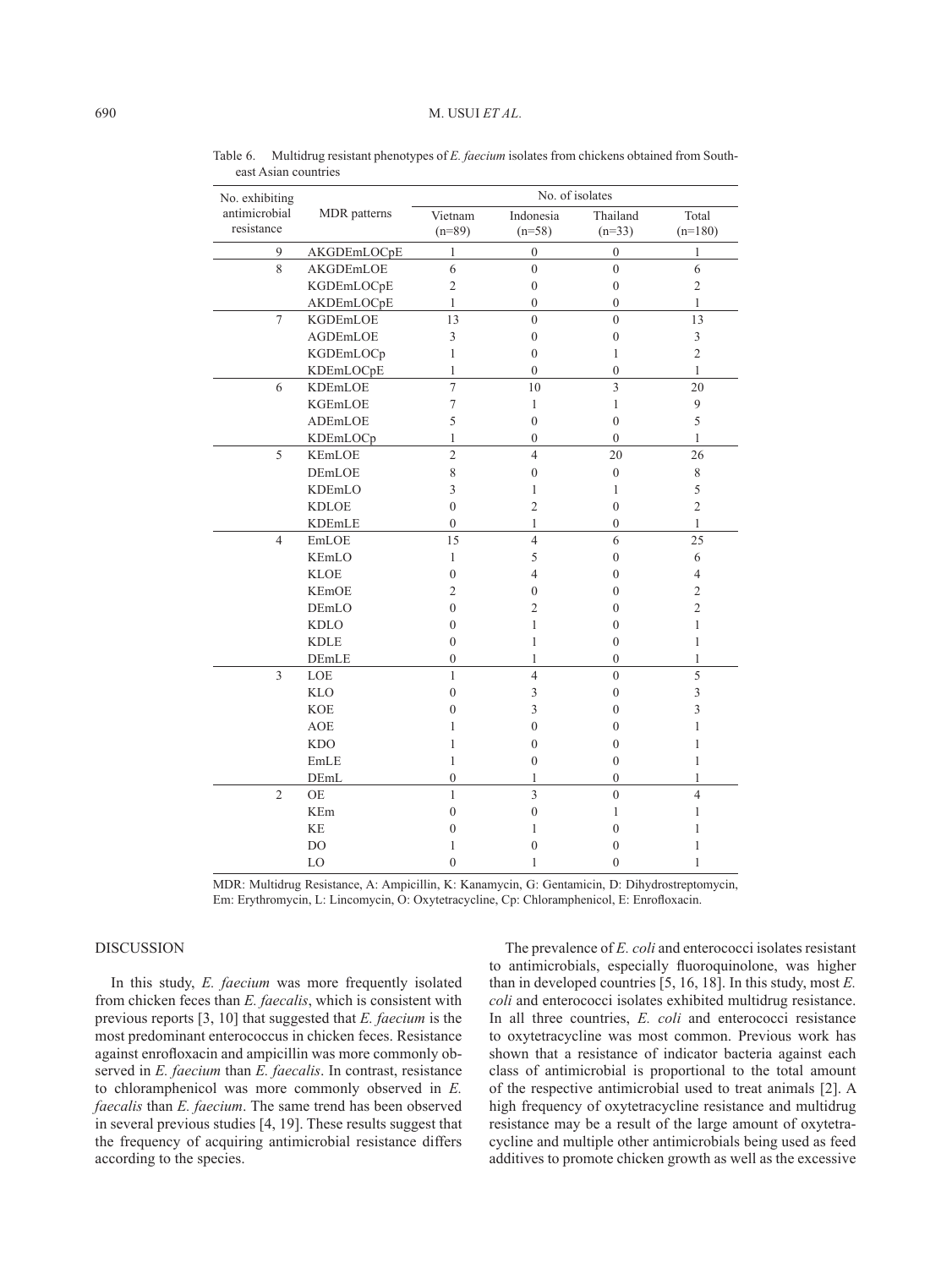Table 6. Multidrug resistant phenotypes of *E. faecium* isolates from chickens obtained from Southeast Asian countries

| No. exhibiting antimicrobial resistance | MDR patterns | No. of isolates | | | |
|---|---|---|---|---|---|
| | | Vietnam (n=89) | Indonesia (n=58) | Thailand (n=33) | Total (n=180) |
| 9 | AKGDEmLOCpE | 1 | 0 | 0 | 1 |
| 8 | AKGDEmLOE | 6 | 0 | 0 | 6 |
| | KGDEmLOCpE | 2 | 0 | 0 | 2 |
| | AKDEmLOCpE | 1 | 0 | 0 | 1 |
| 7 | KGDEmLOE | 13 | 0 | 0 | 13 |
| | AGDEmLOE | 3 | 0 | 0 | 3 |
| | KGDEmLOCp | 1 | 0 | 1 | 2 |
| | KDEmLOCpE | 1 | 0 | 0 | 1 |
| 6 | KDEmLOE | 7 | 10 | 3 | 20 |
| | KGEmLOE | 7 | 1 | 1 | 9 |
| | ADEmLOE | 5 | 0 | 0 | 5 |
| | KDEmLOCp | 1 | 0 | 0 | 1 |
| 5 | KEmLOE | 2 | 4 | 20 | 26 |
| | DEmLOE | 8 | 0 | 0 | 8 |
| | KDEmLO | 3 | 1 | 1 | 5 |
| | KDLOE | 0 | 2 | 0 | 2 |
| | KDEmLE | 0 | 1 | 0 | 1 |
| 4 | EmLOE | 15 | 4 | 6 | 25 |
| | KEmLO | 1 | 5 | 0 | 6 |
| | KLOE | 0 | 4 | 0 | 4 |
| | KEmOE | 2 | 0 | 0 | 2 |
| | DEmLO | 0 | 2 | 0 | 2 |
| | KDLO | 0 | 1 | 0 | 1 |
| | KDLE | 0 | 1 | 0 | 1 |
| | DEmLE | 0 | 1 | 0 | 1 |
| 3 | LOE | 1 | 4 | 0 | 5 |
| | KLO | 0 | 3 | 0 | 3 |
| | KOE | 0 | 3 | 0 | 3 |
| | AOE | 1 | 0 | 0 | 1 |
| | KDO | 1 | 0 | 0 | 1 |
| | EmLE | 1 | 0 | 0 | 1 |
| | DEmL | 0 | 1 | 0 | 1 |
| 2 | OE | 1 | 3 | 0 | 4 |
| | KEm | 0 | 0 | 1 | 1 |
| | KE | 0 | 1 | 0 | 1 |
| | DO | 1 | 0 | 0 | 1 |
| | LO | 0 | 1 | 0 | 1 |

MDR: Multidrug Resistance, A: Ampicillin, K: Kanamycin, G: Gentamicin, D: Dihydrostreptomycin, Em: Erythromycin, L: Lincomycin, O: Oxytetracycline, Cp: Chloramphenicol, E: Enrofloxacin.

## DISCUSSION

In this study, *E. faecium* was more frequently isolated from chicken feces than *E. faecalis*, which is consistent with previous reports [3, 10] that suggested that *E. faecium* is the most predominant enterococcus in chicken feces. Resistance against enrofloxacin and ampicillin was more commonly observed in *E. faecium* than *E. faecalis*. In contrast, resistance to chloramphenicol was more commonly observed in *E. faecalis* than *E. faecium*. The same trend has been observed in several previous studies [4, 19]. These results suggest that the frequency of acquiring antimicrobial resistance differs according to the species.

The prevalence of *E. coli* and enterococci isolates resistant to antimicrobials, especially fluoroquinolone, was higher than in developed countries [5, 16, 18]. In this study, most *E. coli* and enterococci isolates exhibited multidrug resistance. In all three countries, *E. coli* and enterococci resistance to oxytetracycline was most common. Previous work has shown that a resistance of indicator bacteria against each class of antimicrobial is proportional to the total amount of the respective antimicrobial used to treat animals [2]. A high frequency of oxytetracycline resistance and multidrug resistance may be a result of the large amount of oxytetracycline and multiple other antimicrobials being used as feed additives to promote chicken growth as well as the excessive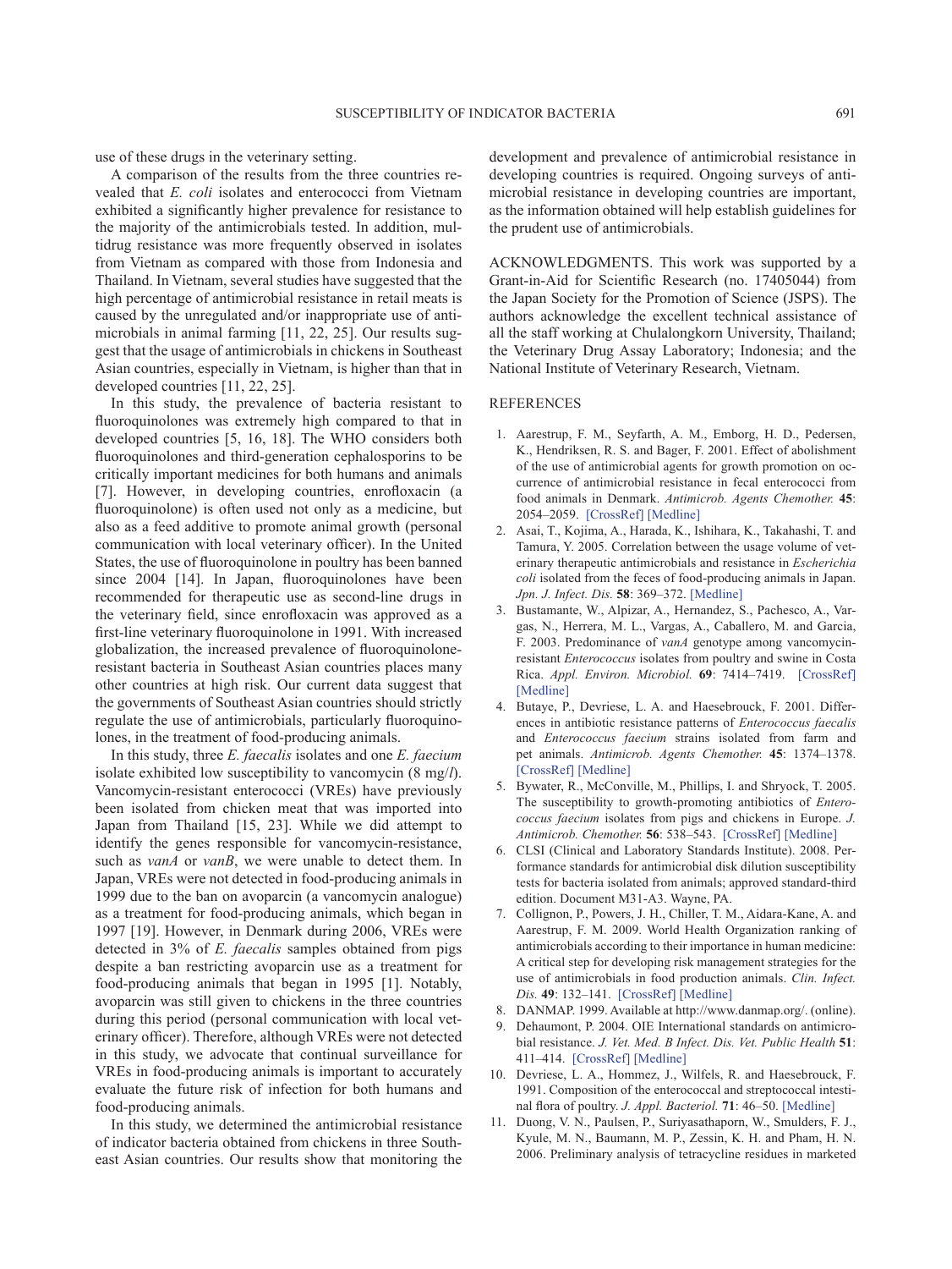use of these drugs in the veterinary setting.

A comparison of the results from the three countries revealed that *E. coli* isolates and enterococci from Vietnam exhibited a significantly higher prevalence for resistance to the majority of the antimicrobials tested. In addition, multidrug resistance was more frequently observed in isolates from Vietnam as compared with those from Indonesia and Thailand. In Vietnam, several studies have suggested that the high percentage of antimicrobial resistance in retail meats is caused by the unregulated and/or inappropriate use of antimicrobials in animal farming [11, 22, 25]. Our results suggest that the usage of antimicrobials in chickens in Southeast Asian countries, especially in Vietnam, is higher than that in developed countries [11, 22, 25].

In this study, the prevalence of bacteria resistant to fluoroquinolones was extremely high compared to that in developed countries [5, 16, 18]. The WHO considers both fluoroquinolones and third-generation cephalosporins to be critically important medicines for both humans and animals [7]. However, in developing countries, enrofloxacin (a fluoroquinolone) is often used not only as a medicine, but also as a feed additive to promote animal growth (personal communication with local veterinary officer). In the United States, the use of fluoroquinolone in poultry has been banned since 2004 [14]. In Japan, fluoroquinolones have been recommended for therapeutic use as second-line drugs in the veterinary field, since enrofloxacin was approved as a first-line veterinary fluoroquinolone in 1991. With increased globalization, the increased prevalence of fluoroquinolone-resistant bacteria in Southeast Asian countries places many other countries at high risk. Our current data suggest that the governments of Southeast Asian countries should strictly regulate the use of antimicrobials, particularly fluoroquinolones, in the treatment of food-producing animals.

In this study, three *E. faecalis* isolates and one *E. faecium* isolate exhibited low susceptibility to vancomycin (8 mg/*l*). Vancomycin-resistant enterococci (VREs) have previously been isolated from chicken meat that was imported into Japan from Thailand [15, 23]. While we did attempt to identify the genes responsible for vancomycin-resistance, such as *vanA* or *vanB*, we were unable to detect them. In Japan, VREs were not detected in food-producing animals in 1999 due to the ban on avoparcin (a vancomycin analogue) as a treatment for food-producing animals, which began in 1997 [19]. However, in Denmark during 2006, VREs were detected in 3% of *E. faecalis* samples obtained from pigs despite a ban restricting avoparcin use as a treatment for food-producing animals that began in 1995 [1]. Notably, avoparcin was still given to chickens in the three countries during this period (personal communication with local veterinary officer). Therefore, although VREs were not detected in this study, we advocate that continual surveillance for VREs in food-producing animals is important to accurately evaluate the future risk of infection for both humans and food-producing animals.

In this study, we determined the antimicrobial resistance of indicator bacteria obtained from chickens in three Southeast Asian countries. Our results show that monitoring the development and prevalence of antimicrobial resistance in developing countries is required. Ongoing surveys of antimicrobial resistance in developing countries are important, as the information obtained will help establish guidelines for the prudent use of antimicrobials.

ACKNOWLEDGMENTS. This work was supported by a Grant-in-Aid for Scientific Research (no. 17405044) from the Japan Society for the Promotion of Science (JSPS). The authors acknowledge the excellent technical assistance of all the staff working at Chulalongkorn University, Thailand; the Veterinary Drug Assay Laboratory; Indonesia; and the National Institute of Veterinary Research, Vietnam.

## REFERENCES

1. Aarestrup, F. M., Seyfarth, A. M., Emborg, H. D., Pedersen, K., Hendriksen, R. S. and Bager, F. 2001. Effect of abolishment of the use of antimicrobial agents for growth promotion on occurrence of antimicrobial resistance in fecal enterococci from food animals in Denmark. *Antimicrob. Agents Chemother.* **45**: 2054–2059. [CrossRef] [Medline]
2. Asai, T., Kojima, A., Harada, K., Ishihara, K., Takahashi, T. and Tamura, Y. 2005. Correlation between the usage volume of veterinary therapeutic antimicrobials and resistance in *Escherichia coli* isolated from the feces of food-producing animals in Japan. *Jpn. J. Infect. Dis.* **58**: 369–372. [Medline]
3. Bustamante, W., Alpizar, A., Hernandez, S., Pachesco, A., Vargas, N., Herrera, M. L., Vargas, A., Caballero, M. and Garcia, F. 2003. Predominance of *vanA* genotype among vancomycin-resistant *Enterococcus* isolates from poultry and swine in Costa Rica. *Appl. Environ. Microbiol.* **69**: 7414–7419. [CrossRef] [Medline]
4. Butaye, P., Devriese, L. A. and Haesebrouck, F. 2001. Differences in antibiotic resistance patterns of *Enterococcus faecalis* and *Enterococcus faecium* strains isolated from farm and pet animals. *Antimicrob. Agents Chemother.* **45**: 1374–1378. [CrossRef] [Medline]
5. Bywater, R., McConville, M., Phillips, I. and Shryock, T. 2005. The susceptibility to growth-promoting antibiotics of *Enterococcus faecium* isolates from pigs and chickens in Europe. *J. Antimicrob. Chemother.* **56**: 538–543. [CrossRef] [Medline]
6. CLSI (Clinical and Laboratory Standards Institute). 2008. Performance standards for antimicrobial disk dilution susceptibility tests for bacteria isolated from animals; approved standard-third edition. Document M31-A3. Wayne, PA.
7. Collignon, P., Powers, J. H., Chiller, T. M., Aidara-Kane, A. and Aarestrup, F. M. 2009. World Health Organization ranking of antimicrobials according to their importance in human medicine: A critical step for developing risk management strategies for the use of antimicrobials in food production animals. *Clin. Infect. Dis.* **49**: 132–141. [CrossRef] [Medline]
8. DANMAP. 1999. Available at http://www.danmap.org/. (online).
9. Dehaumont, P. 2004. OIE International standards on antimicrobial resistance. *J. Vet. Med. B Infect. Dis. Vet. Public Health* **51**: 411–414. [CrossRef] [Medline]
10. Devriese, L. A., Hommez, J., Wilfels, R. and Haesebrouck, F. 1991. Composition of the enterococcal and streptococcal intestinal flora of poultry. *J. Appl. Bacteriol.* **71**: 46–50. [Medline]
11. Duong, V. N., Paulsen, P., Suriyasathaporn, W., Smulders, F. J., Kyule, M. N., Baumann, M. P., Zessin, K. H. and Pham, H. N. 2006. Preliminary analysis of tetracycline residues in marketed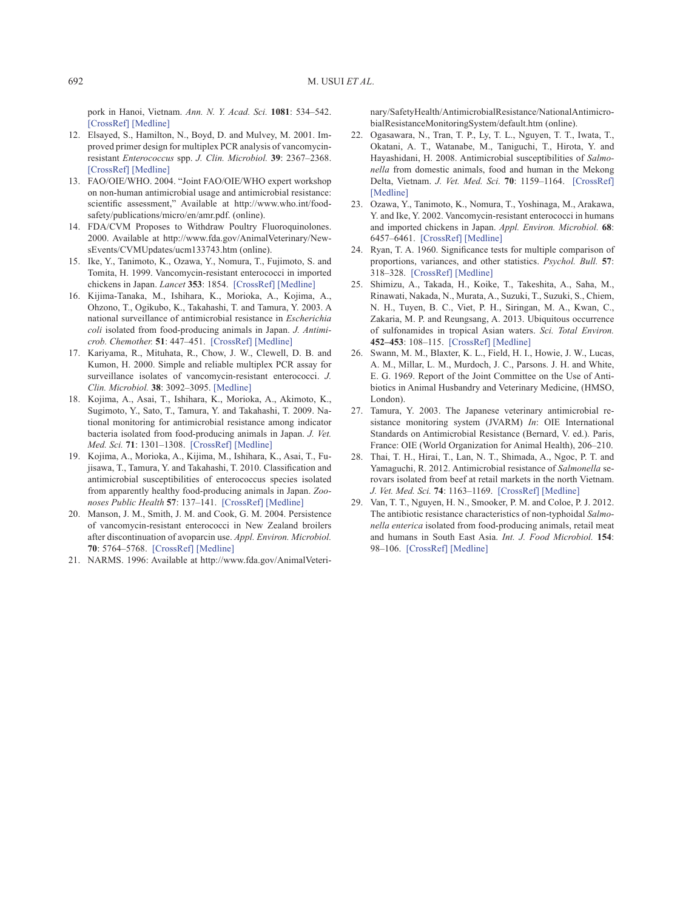pork in Hanoi, Vietnam. *Ann. N. Y. Acad. Sci.* **1081**: 534–542. [CrossRef] [Medline]

12. Elsayed, S., Hamilton, N., Boyd, D. and Mulvey, M. 2001. Improved primer design for multiplex PCR analysis of vancomycin-resistant *Enterococcus* spp. *J. Clin. Microbiol.* **39**: 2367–2368. [CrossRef] [Medline]
13. FAO/OIE/WHO. 2004. "Joint FAO/OIE/WHO expert workshop on non-human antimicrobial usage and antimicrobial resistance: scientific assessment," Available at http://www.who.int/foodsafety/publications/micro/en/amr.pdf. (online).
14. FDA/CVM Proposes to Withdraw Poultry Fluoroquinolones. 2000. Available at http://www.fda.gov/AnimalVeterinary/NewsEvents/CVMUpdates/ucm133743.htm (online).
15. Ike, Y., Tanimoto, K., Ozawa, Y., Nomura, T., Fujimoto, S. and Tomita, H. 1999. Vancomycin-resistant enterococci in imported chickens in Japan. *Lancet* **353**: 1854. [CrossRef] [Medline]
16. Kijima-Tanaka, M., Ishihara, K., Morioka, A., Kojima, A., Ohzono, T., Ogikubo, K., Takahashi, T. and Tamura, Y. 2003. A national surveillance of antimicrobial resistance in *Escherichia coli* isolated from food-producing animals in Japan. *J. Antimicrob. Chemother.* **51**: 447–451. [CrossRef] [Medline]
17. Kariyama, R., Mituhata, R., Chow, J. W., Clewell, D. B. and Kumon, H. 2000. Simple and reliable multiplex PCR assay for surveillance isolates of vancomycin-resistant enterococci. *J. Clin. Microbiol.* **38**: 3092–3095. [Medline]
18. Kojima, A., Asai, T., Ishihara, K., Morioka, A., Akimoto, K., Sugimoto, Y., Sato, T., Tamura, Y. and Takahashi, T. 2009. National monitoring for antimicrobial resistance among indicator bacteria isolated from food-producing animals in Japan. *J. Vet. Med. Sci.* **71**: 1301–1308. [CrossRef] [Medline]
19. Kojima, A., Morioka, A., Kijima, M., Ishihara, K., Asai, T., Fujisawa, T., Tamura, Y. and Takahashi, T. 2010. Classification and antimicrobial susceptibilities of enterococcus species isolated from apparently healthy food-producing animals in Japan. *Zoonoses Public Health* **57**: 137–141. [CrossRef] [Medline]
20. Manson, J. M., Smith, J. M. and Cook, G. M. 2004. Persistence of vancomycin-resistant enterococci in New Zealand broilers after discontinuation of avoparcin use. *Appl. Environ. Microbiol.* **70**: 5764–5768. [CrossRef] [Medline]
21. NARMS. 1996: Available at http://www.fda.gov/AnimalVeterinary/SafetyHealth/AntimicrobialResistance/NationalAntimicrobialResistanceMonitoringSystem/default.htm (online).
22. Ogasawara, N., Tran, T. P., Ly, T. L., Nguyen, T. T., Iwata, T., Okatani, A. T., Watanabe, M., Taniguchi, T., Hirota, Y. and Hayashidani, H. 2008. Antimicrobial susceptibilities of *Salmonella* from domestic animals, food and human in the Mekong Delta, Vietnam. *J. Vet. Med. Sci.* **70**: 1159–1164. [CrossRef] [Medline]
23. Ozawa, Y., Tanimoto, K., Nomura, T., Yoshinaga, M., Arakawa, Y. and Ike, Y. 2002. Vancomycin-resistant enterococci in humans and imported chickens in Japan. *Appl. Environ. Microbiol.* **68**: 6457–6461. [CrossRef] [Medline]
24. Ryan, T. A. 1960. Significance tests for multiple comparison of proportions, variances, and other statistics. *Psychol. Bull.* **57**: 318–328. [CrossRef] [Medline]
25. Shimizu, A., Takada, H., Koike, T., Takeshita, A., Saha, M., Rinawati, Nakada, N., Murata, A., Suzuki, T., Suzuki, S., Chiem, N. H., Tuyen, B. C., Viet, P. H., Siringan, M. A., Kwan, C., Zakaria, M. P. and Reungsang, A. 2013. Ubiquitous occurrence of sulfonamides in tropical Asian waters. *Sci. Total Environ.* **452–453**: 108–115. [CrossRef] [Medline]
26. Swann, M. M., Blaxter, K. L., Field, H. I., Howie, J. W., Lucas, A. M., Millar, L. M., Murdoch, J. C., Parsons. J. H. and White, E. G. 1969. Report of the Joint Committee on the Use of Antibiotics in Animal Husbandry and Veterinary Medicine, (HMSO, London).
27. Tamura, Y. 2003. The Japanese veterinary antimicrobial resistance monitoring system (JVARM) *In*: OIE International Standards on Antimicrobial Resistance (Bernard, V. ed.). Paris, France: OIE (World Organization for Animal Health), 206–210.
28. Thai, T. H., Hirai, T., Lan, N. T., Shimada, A., Ngoc, P. T. and Yamaguchi, R. 2012. Antimicrobial resistance of *Salmonella* serovars isolated from beef at retail markets in the north Vietnam. *J. Vet. Med. Sci.* **74**: 1163–1169. [CrossRef] [Medline]
29. Van, T. T., Nguyen, H. N., Smooker, P. M. and Coloe, P. J. 2012. The antibiotic resistance characteristics of non-typhoidal *Salmonella enterica* isolated from food-producing animals, retail meat and humans in South East Asia. *Int. J. Food Microbiol.* **154**: 98–106. [CrossRef] [Medline]